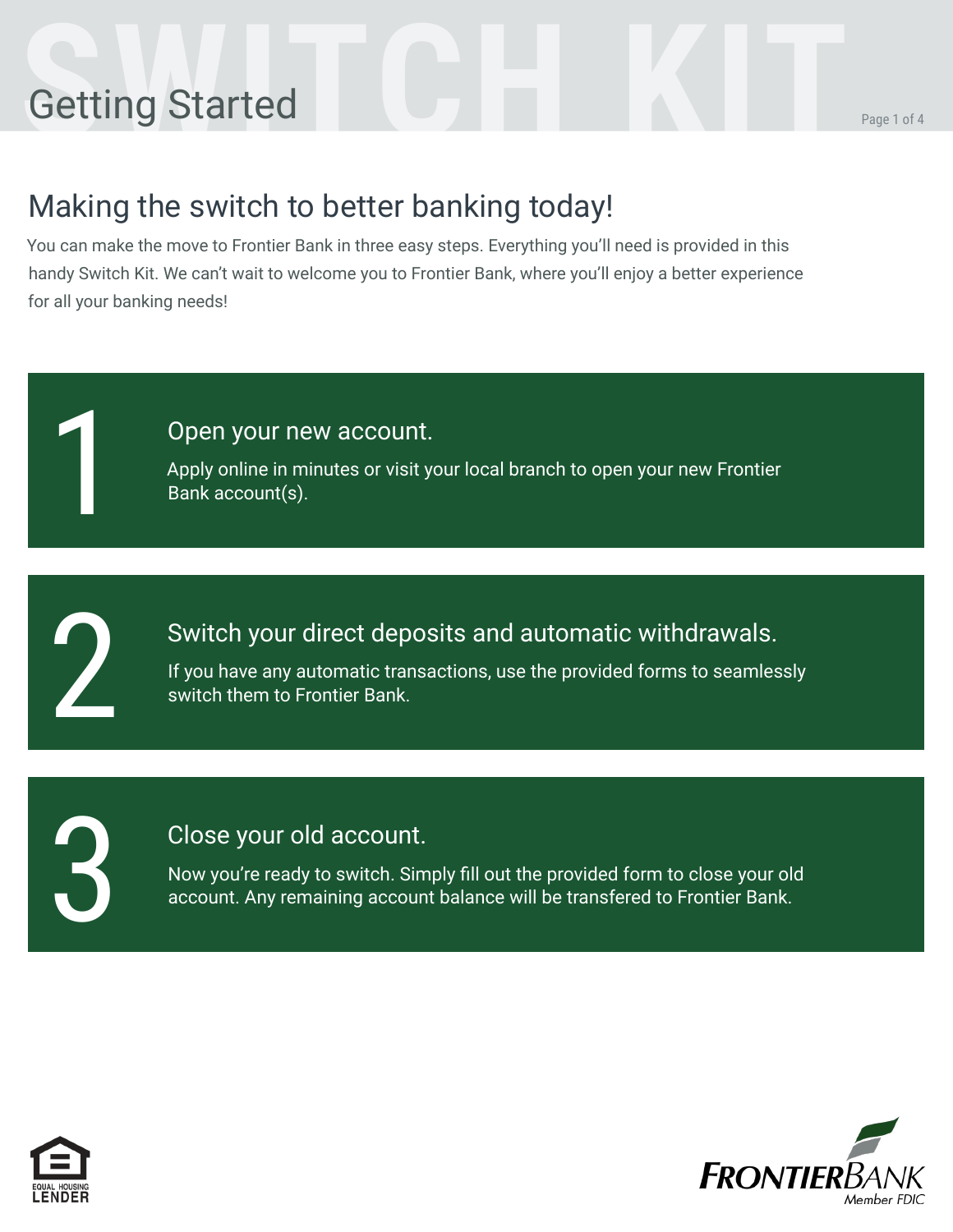# Getting Started

## Making the switch to better banking today!

You can make the move to Frontier Bank in three easy steps. Everything you'll need is provided in this handy Switch Kit. We can't wait to welcome you to Frontier Bank, where you'll enjoy a better experience for all your banking needs!

### 1 Open your new account.

Apply online in minutes or visit your local branch to open your new Frontier Bank account(s).

### 2 Switch your direct deposits and automatic withdrawals.

If you have any automatic transactions, use the provided forms to seamlessly switch them to Frontier Bank.

### 3 Close your old account.

Now you're ready to switch. Simply fill out the provided form to close your old account. Any remaining account balance will be transfered to Frontier Bank.

EQUAL HOUSING LENDER

FRONTIERBANK
Member FDIC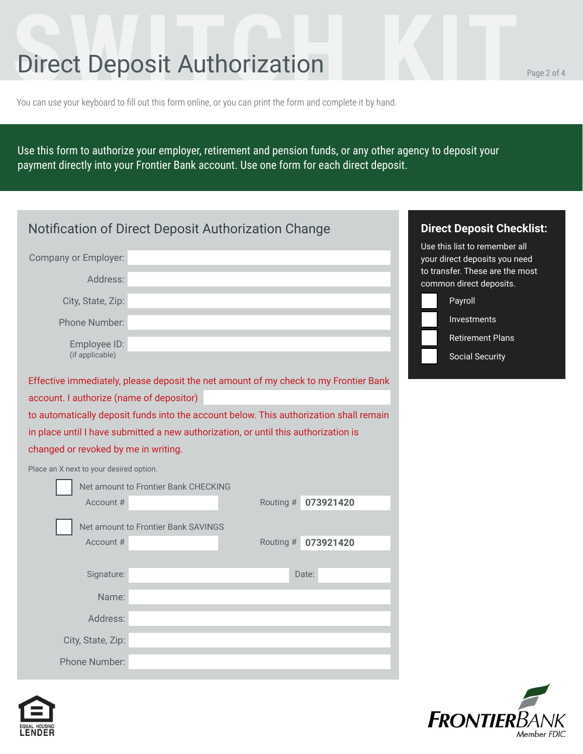# Direct Deposit Authorization

You can use your keyboard to fill out this form online, or you can print the form and complete it by hand.

Use this form to authorize your employer, retirement and pension funds, or any other agency to deposit your payment directly into your Frontier Bank account. Use one form for each direct deposit.

## Notification of Direct Deposit Authorization Change

Company or Employer: \_\_\_\_\_\_\_\_\_\_\_\_\_\_\_\_

Address: \_\_\_\_\_\_\_\_\_\_\_\_\_\_\_\_

City, State, Zip: \_\_\_\_\_\_\_\_\_\_\_\_\_\_\_\_

Phone Number: \_\_\_\_\_\_\_\_\_\_\_\_\_\_\_\_

Employee ID: \_\_\_\_\_\_\_\_\_\_\_\_\_\_\_\_
(if applicable)

Effective immediately, please deposit the net amount of my check to my Frontier Bank account. I authorize (name of depositor) \_\_\_\_\_\_\_\_\_\_\_\_\_\_\_\_ to automatically deposit funds into the account below. This authorization shall remain in place until I have submitted a new authorization, or until this authorization is changed or revoked by me in writing.

Place an X next to your desired option.

- ☐ Net amount to Frontier Bank CHECKING
  Account # \_\_\_\_\_\_\_\_\_\_ Routing # **073921420**
- ☐ Net amount to Frontier Bank SAVINGS
  Account # \_\_\_\_\_\_\_\_\_\_ Routing # **073921420**

Signature: \_\_\_\_\_\_\_\_\_\_\_\_\_\_\_\_ Date: \_\_\_\_\_\_\_\_

Name: \_\_\_\_\_\_\_\_\_\_\_\_\_\_\_\_

Address: \_\_\_\_\_\_\_\_\_\_\_\_\_\_\_\_

City, State, Zip: \_\_\_\_\_\_\_\_\_\_\_\_\_\_\_\_

Phone Number: \_\_\_\_\_\_\_\_\_\_\_\_\_\_\_\_

## Direct Deposit Checklist:

Use this list to remember all your direct deposits you need to transfer. These are the most common direct deposits.

- ☐ Payroll
- ☐ Investments
- ☐ Retirement Plans
- ☐ Social Security

EQUAL HOUSING LENDER

FRONTIERBANK Member FDIC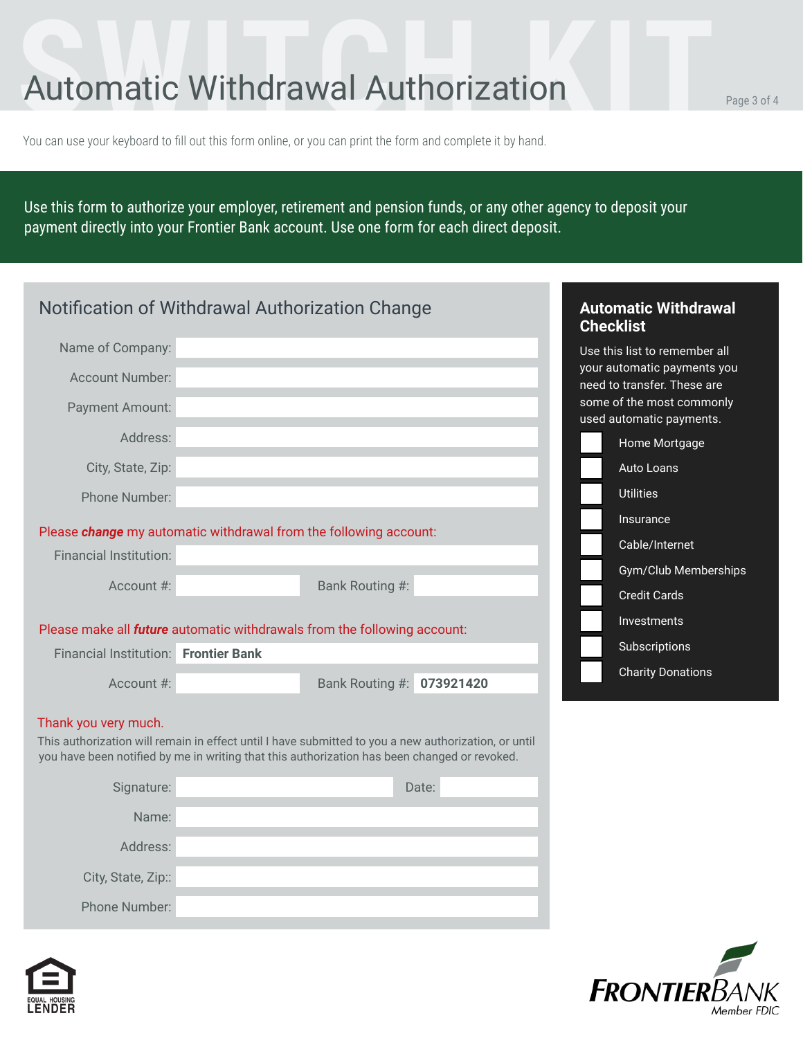# Automatic Withdrawal Authorization

You can use your keyboard to fill out this form online, or you can print the form and complete it by hand.

Use this form to authorize your employer, retirement and pension funds, or any other agency to deposit your payment directly into your Frontier Bank account. Use one form for each direct deposit.

## Notification of Withdrawal Authorization Change

Name of Company:

Account Number:

Payment Amount:

Address:

City, State, Zip:

Phone Number:

Please ***change*** my automatic withdrawal from the following account:

Financial Institution:

Account #: Bank Routing #:

Please make all ***future*** automatic withdrawals from the following account:

Financial Institution: **Frontier Bank**

Account #: Bank Routing #: **073921420**

Thank you very much.

This authorization will remain in effect until I have submitted to you a new authorization, or until you have been notified by me in writing that this authorization has been changed or revoked.

Signature: Date:

Name:

Address:

City, State, Zip::

Phone Number:

## Automatic Withdrawal Checklist

Use this list to remember all your automatic payments you need to transfer. These are some of the most commonly used automatic payments.

- [ ] Home Mortgage
- [ ] Auto Loans
- [ ] Utilities
- [ ] Insurance
- [ ] Cable/Internet
- [ ] Gym/Club Memberships
- [ ] Credit Cards
- [ ] Investments
- [ ] Subscriptions
- [ ] Charity Donations

EQUAL HOUSING LENDER

FRONTIERBANK Member FDIC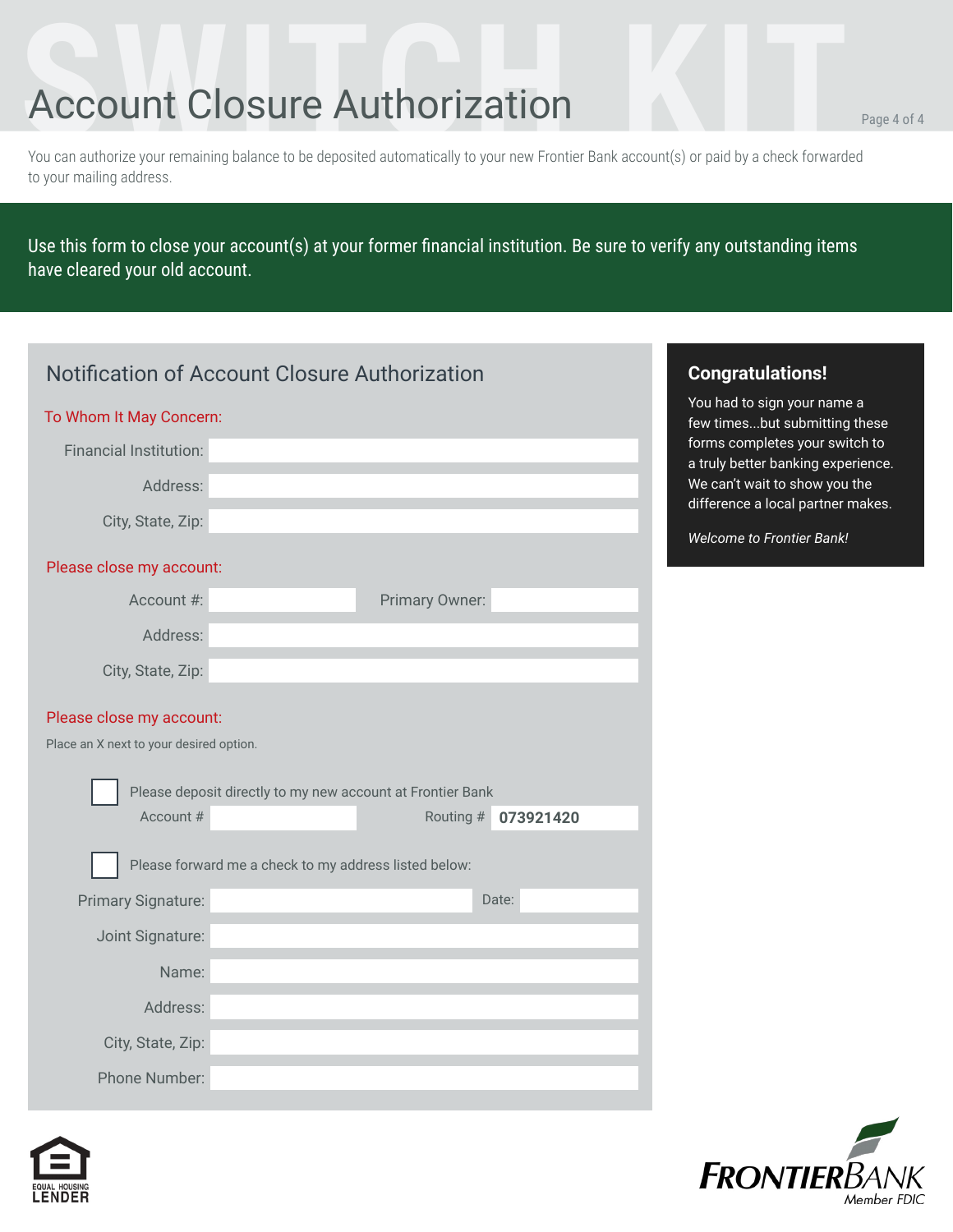# Account Closure Authorization

You can authorize your remaining balance to be deposited automatically to your new Frontier Bank account(s) or paid by a check forwarded to your mailing address.

Use this form to close your account(s) at your former financial institution. Be sure to verify any outstanding items have cleared your old account.

## Notification of Account Closure Authorization

**To Whom It May Concern:**

Financial Institution:

Address:

City, State, Zip:

**Please close my account:**

Account #: Primary Owner:

Address:

City, State, Zip:

**Please close my account:**

Place an X next to your desired option.

☐ Please deposit directly to my new account at Frontier Bank

Account # Routing # **073921420**

☐ Please forward me a check to my address listed below:

Primary Signature: Date:

Joint Signature:

Name:

Address:

City, State, Zip:

Phone Number:

### Congratulations!

You had to sign your name a few times...but submitting these forms completes your switch to a truly better banking experience. We can't wait to show you the difference a local partner makes.

*Welcome to Frontier Bank!*

EQUAL HOUSING LENDER

FRONTIERBANK Member FDIC